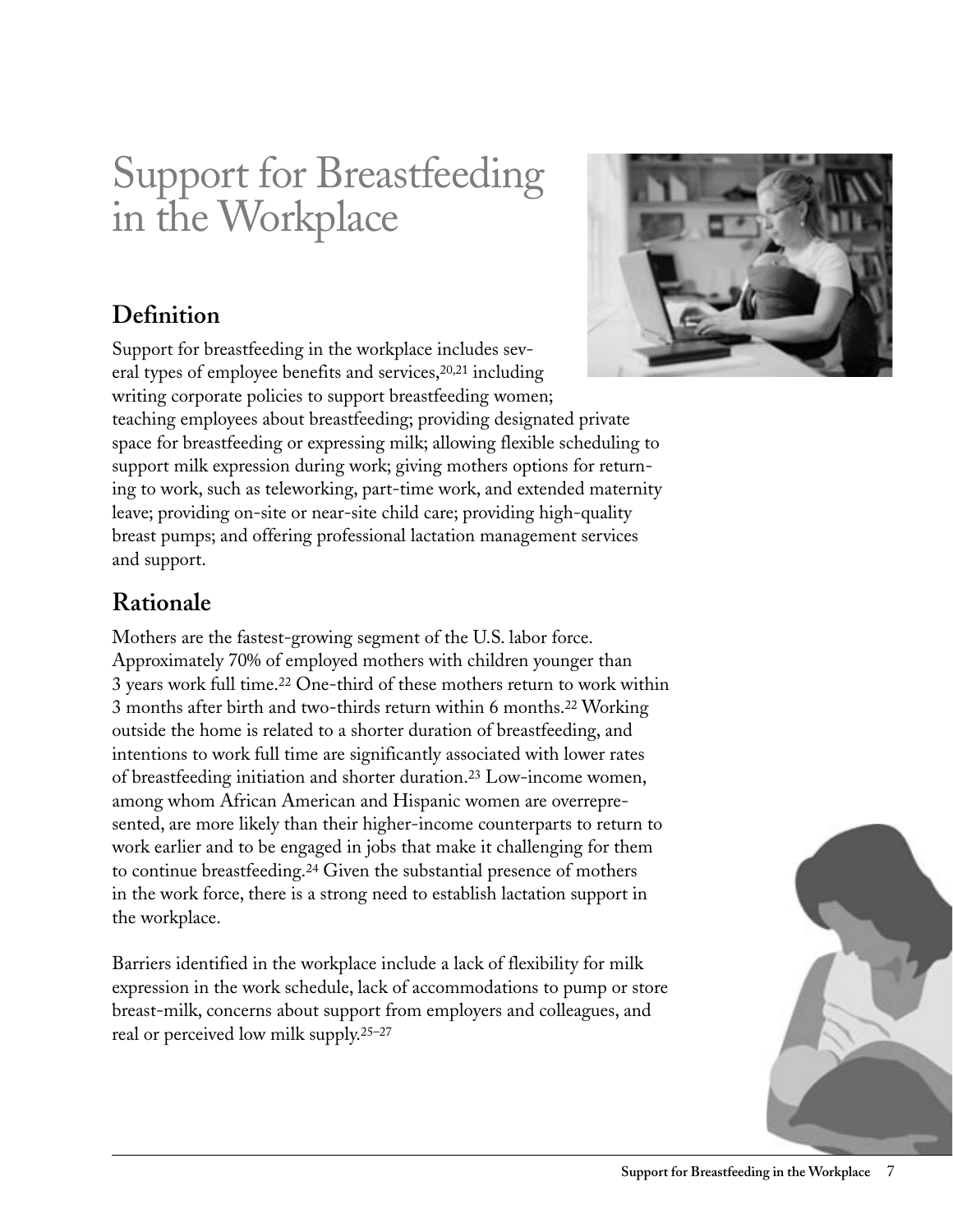# Support for Breastfeeding in the Workplace

## Definition

Support for breastfeeding in the workplace includes several types of employee benefits and services,[20,21] including writing corporate policies to support breastfeeding women; teaching employees about breastfeeding; providing designated private space for breastfeeding or expressing milk; allowing flexible scheduling to support milk expression during work; giving mothers options for returning to work, such as teleworking, part-time work, and extended maternity leave; providing on-site or near-site child care; providing high-quality breast pumps; and offering professional lactation management services and support.

## Rationale

Mothers are the fastest-growing segment of the U.S. labor force. Approximately 70% of employed mothers with children younger than 3 years work full time.[22] One-third of these mothers return to work within 3 months after birth and two-thirds return within 6 months.[22] Working outside the home is related to a shorter duration of breastfeeding, and intentions to work full time are significantly associated with lower rates of breastfeeding initiation and shorter duration.[23] Low-income women, among whom African American and Hispanic women are overrepresented, are more likely than their higher-income counterparts to return to work earlier and to be engaged in jobs that make it challenging for them to continue breastfeeding.[24] Given the substantial presence of mothers in the work force, there is a strong need to establish lactation support in the workplace.

Barriers identified in the workplace include a lack of flexibility for milk expression in the work schedule, lack of accommodations to pump or store breast-milk, concerns about support from employers and colleagues, and real or perceived low milk supply.[25–27]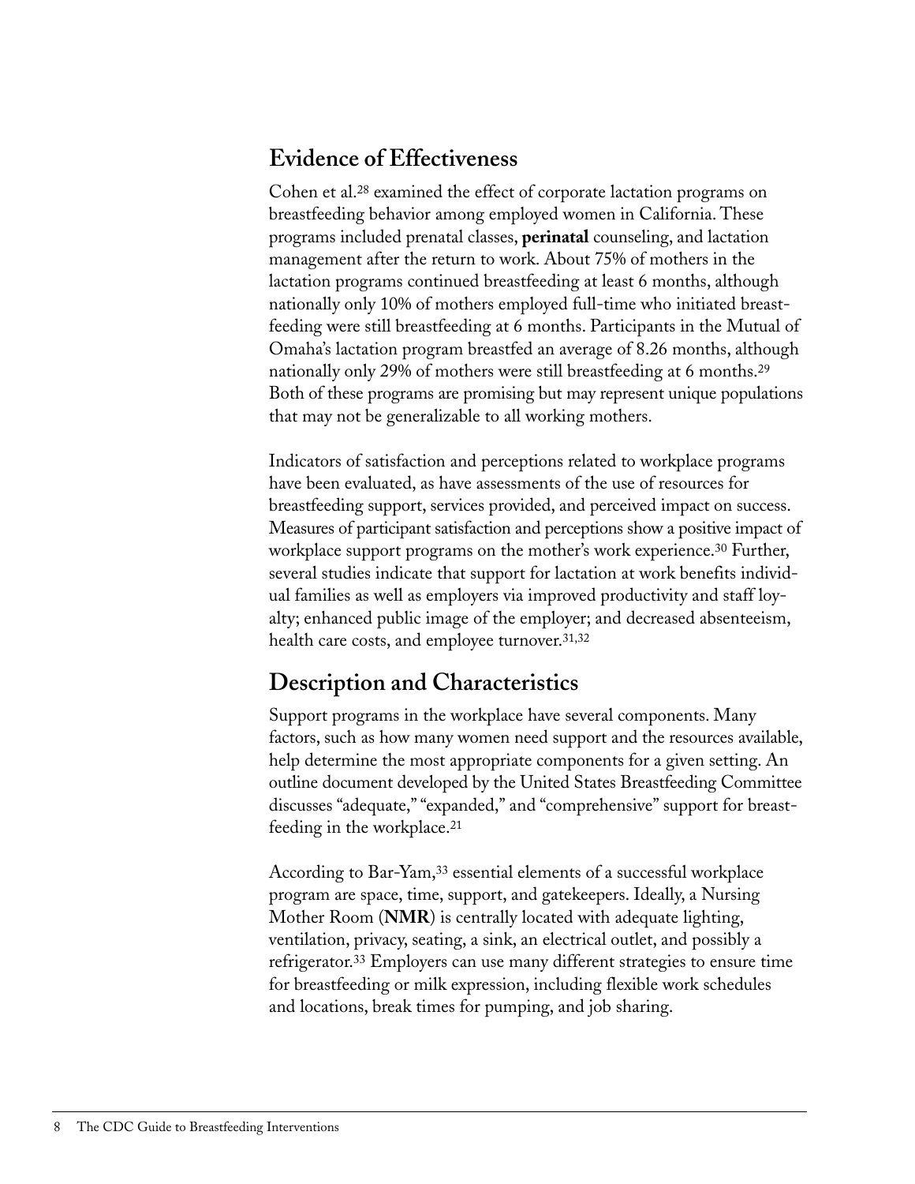## Evidence of Effectiveness

Cohen et al.[28] examined the effect of corporate lactation programs on breastfeeding behavior among employed women in California. These programs included prenatal classes, **perinatal** counseling, and lactation management after the return to work. About 75% of mothers in the lactation programs continued breastfeeding at least 6 months, although nationally only 10% of mothers employed full-time who initiated breastfeeding were still breastfeeding at 6 months. Participants in the Mutual of Omaha's lactation program breastfed an average of 8.26 months, although nationally only 29% of mothers were still breastfeeding at 6 months.[29] Both of these programs are promising but may represent unique populations that may not be generalizable to all working mothers.

Indicators of satisfaction and perceptions related to workplace programs have been evaluated, as have assessments of the use of resources for breastfeeding support, services provided, and perceived impact on success. Measures of participant satisfaction and perceptions show a positive impact of workplace support programs on the mother's work experience.[30] Further, several studies indicate that support for lactation at work benefits individual families as well as employers via improved productivity and staff loyalty; enhanced public image of the employer; and decreased absenteeism, health care costs, and employee turnover.[31,32]

## Description and Characteristics

Support programs in the workplace have several components. Many factors, such as how many women need support and the resources available, help determine the most appropriate components for a given setting. An outline document developed by the United States Breastfeeding Committee discusses "adequate," "expanded," and "comprehensive" support for breastfeeding in the workplace.[21]

According to Bar-Yam,[33] essential elements of a successful workplace program are space, time, support, and gatekeepers. Ideally, a Nursing Mother Room (**NMR**) is centrally located with adequate lighting, ventilation, privacy, seating, a sink, an electrical outlet, and possibly a refrigerator.[33] Employers can use many different strategies to ensure time for breastfeeding or milk expression, including flexible work schedules and locations, break times for pumping, and job sharing.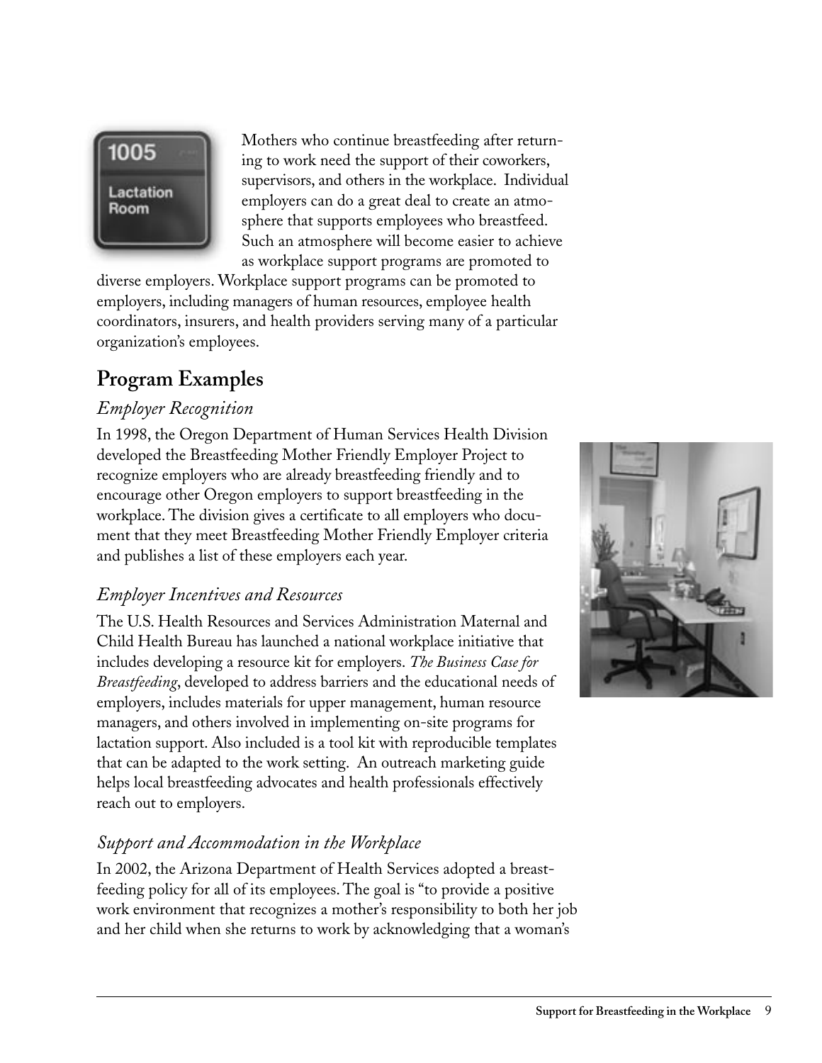Mothers who continue breastfeeding after returning to work need the support of their coworkers, supervisors, and others in the workplace. Individual employers can do a great deal to create an atmosphere that supports employees who breastfeed. Such an atmosphere will become easier to achieve as workplace support programs are promoted to diverse employers. Workplace support programs can be promoted to employers, including managers of human resources, employee health coordinators, insurers, and health providers serving many of a particular organization's employees.

## Program Examples

### *Employer Recognition*

In 1998, the Oregon Department of Human Services Health Division developed the Breastfeeding Mother Friendly Employer Project to recognize employers who are already breastfeeding friendly and to encourage other Oregon employers to support breastfeeding in the workplace. The division gives a certificate to all employers who document that they meet Breastfeeding Mother Friendly Employer criteria and publishes a list of these employers each year.

### *Employer Incentives and Resources*

The U.S. Health Resources and Services Administration Maternal and Child Health Bureau has launched a national workplace initiative that includes developing a resource kit for employers. *The Business Case for Breastfeeding*, developed to address barriers and the educational needs of employers, includes materials for upper management, human resource managers, and others involved in implementing on-site programs for lactation support. Also included is a tool kit with reproducible templates that can be adapted to the work setting. An outreach marketing guide helps local breastfeeding advocates and health professionals effectively reach out to employers.

### *Support and Accommodation in the Workplace*

In 2002, the Arizona Department of Health Services adopted a breastfeeding policy for all of its employees. The goal is "to provide a positive work environment that recognizes a mother's responsibility to both her job and her child when she returns to work by acknowledging that a woman's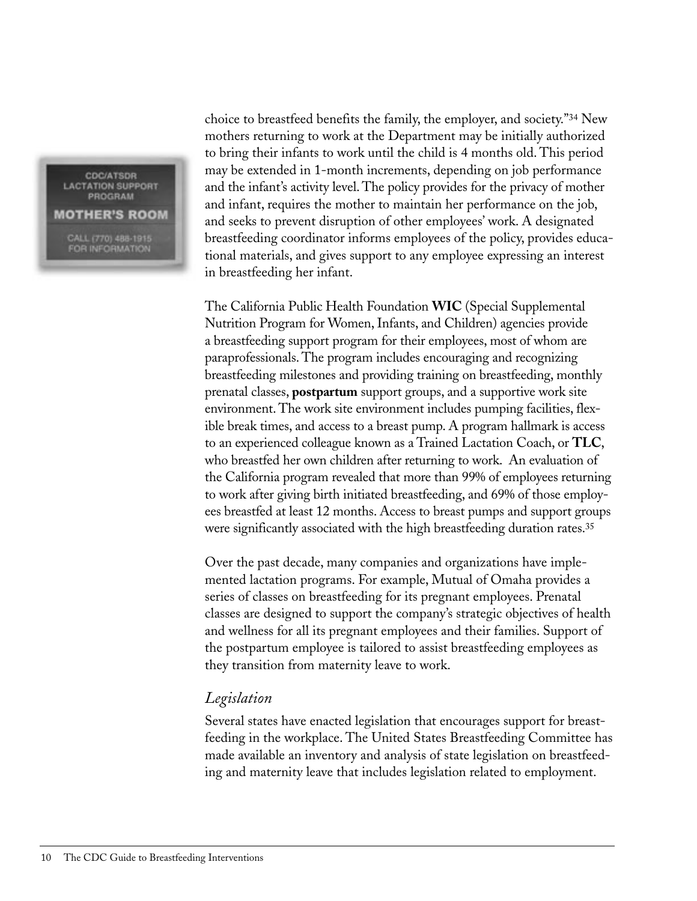CDC/ATSDR
LACTATION SUPPORT
PROGRAM

MOTHER'S ROOM

CALL (770) 488-1915
FOR INFORMATION

choice to breastfeed benefits the family, the employer, and society."[34] New mothers returning to work at the Department may be initially authorized to bring their infants to work until the child is 4 months old. This period may be extended in 1-month increments, depending on job performance and the infant's activity level. The policy provides for the privacy of mother and infant, requires the mother to maintain her performance on the job, and seeks to prevent disruption of other employees' work. A designated breastfeeding coordinator informs employees of the policy, provides educational materials, and gives support to any employee expressing an interest in breastfeeding her infant.

The California Public Health Foundation **WIC** (Special Supplemental Nutrition Program for Women, Infants, and Children) agencies provide a breastfeeding support program for their employees, most of whom are paraprofessionals. The program includes encouraging and recognizing breastfeeding milestones and providing training on breastfeeding, monthly prenatal classes, **postpartum** support groups, and a supportive work site environment. The work site environment includes pumping facilities, flexible break times, and access to a breast pump. A program hallmark is access to an experienced colleague known as a Trained Lactation Coach, or **TLC**, who breastfed her own children after returning to work. An evaluation of the California program revealed that more than 99% of employees returning to work after giving birth initiated breastfeeding, and 69% of those employees breastfed at least 12 months. Access to breast pumps and support groups were significantly associated with the high breastfeeding duration rates.[35]

Over the past decade, many companies and organizations have implemented lactation programs. For example, Mutual of Omaha provides a series of classes on breastfeeding for its pregnant employees. Prenatal classes are designed to support the company's strategic objectives of health and wellness for all its pregnant employees and their families. Support of the postpartum employee is tailored to assist breastfeeding employees as they transition from maternity leave to work.

### *Legislation*

Several states have enacted legislation that encourages support for breastfeeding in the workplace. The United States Breastfeeding Committee has made available an inventory and analysis of state legislation on breastfeeding and maternity leave that includes legislation related to employment.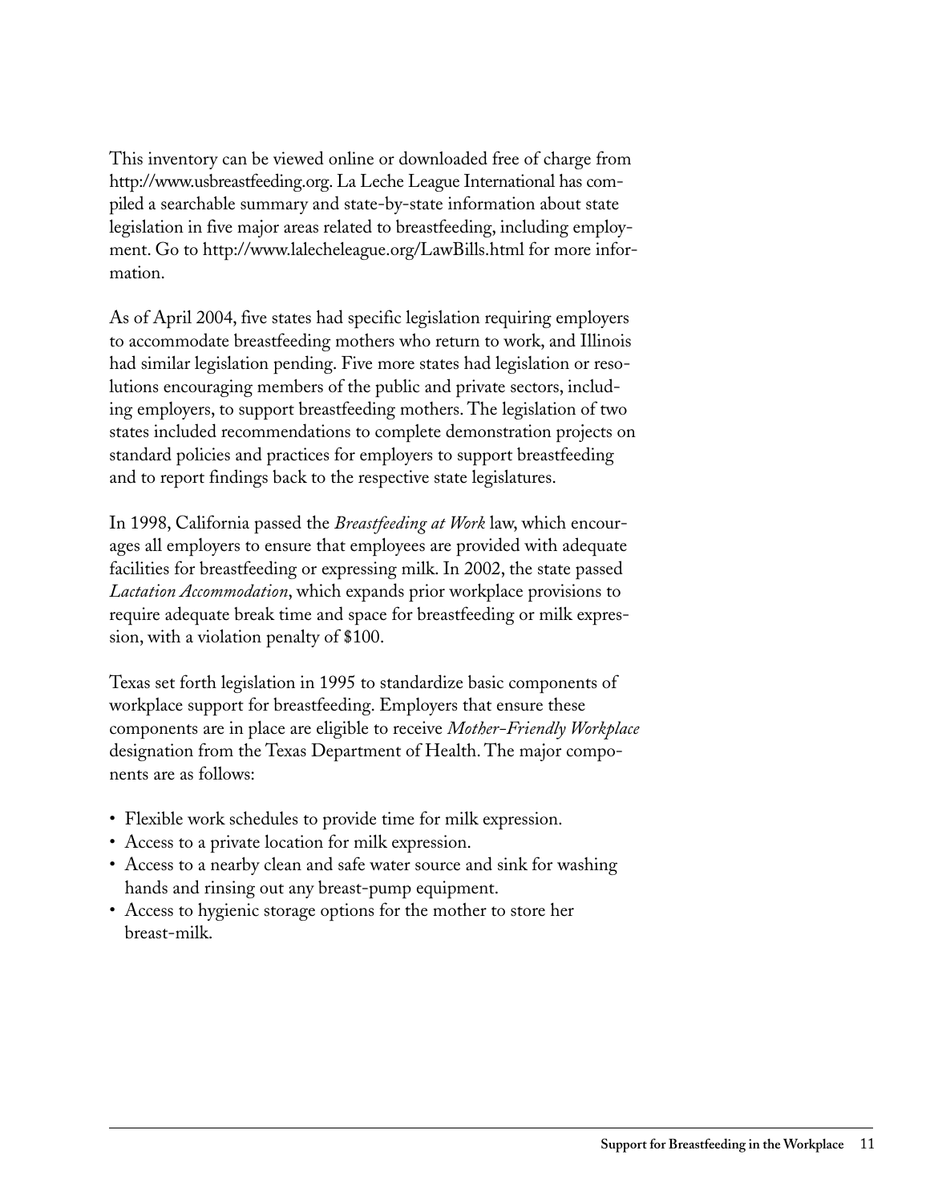This inventory can be viewed online or downloaded free of charge from http://www.usbreastfeeding.org. La Leche League International has compiled a searchable summary and state-by-state information about state legislation in five major areas related to breastfeeding, including employment. Go to http://www.lalecheleague.org/LawBills.html for more information.

As of April 2004, five states had specific legislation requiring employers to accommodate breastfeeding mothers who return to work, and Illinois had similar legislation pending. Five more states had legislation or resolutions encouraging members of the public and private sectors, including employers, to support breastfeeding mothers. The legislation of two states included recommendations to complete demonstration projects on standard policies and practices for employers to support breastfeeding and to report findings back to the respective state legislatures.

In 1998, California passed the *Breastfeeding at Work* law, which encourages all employers to ensure that employees are provided with adequate facilities for breastfeeding or expressing milk. In 2002, the state passed *Lactation Accommodation*, which expands prior workplace provisions to require adequate break time and space for breastfeeding or milk expression, with a violation penalty of $100.

Texas set forth legislation in 1995 to standardize basic components of workplace support for breastfeeding. Employers that ensure these components are in place are eligible to receive *Mother-Friendly Workplace* designation from the Texas Department of Health. The major components are as follows:

- Flexible work schedules to provide time for milk expression.
- Access to a private location for milk expression.
- Access to a nearby clean and safe water source and sink for washing hands and rinsing out any breast-pump equipment.
- Access to hygienic storage options for the mother to store her breast-milk.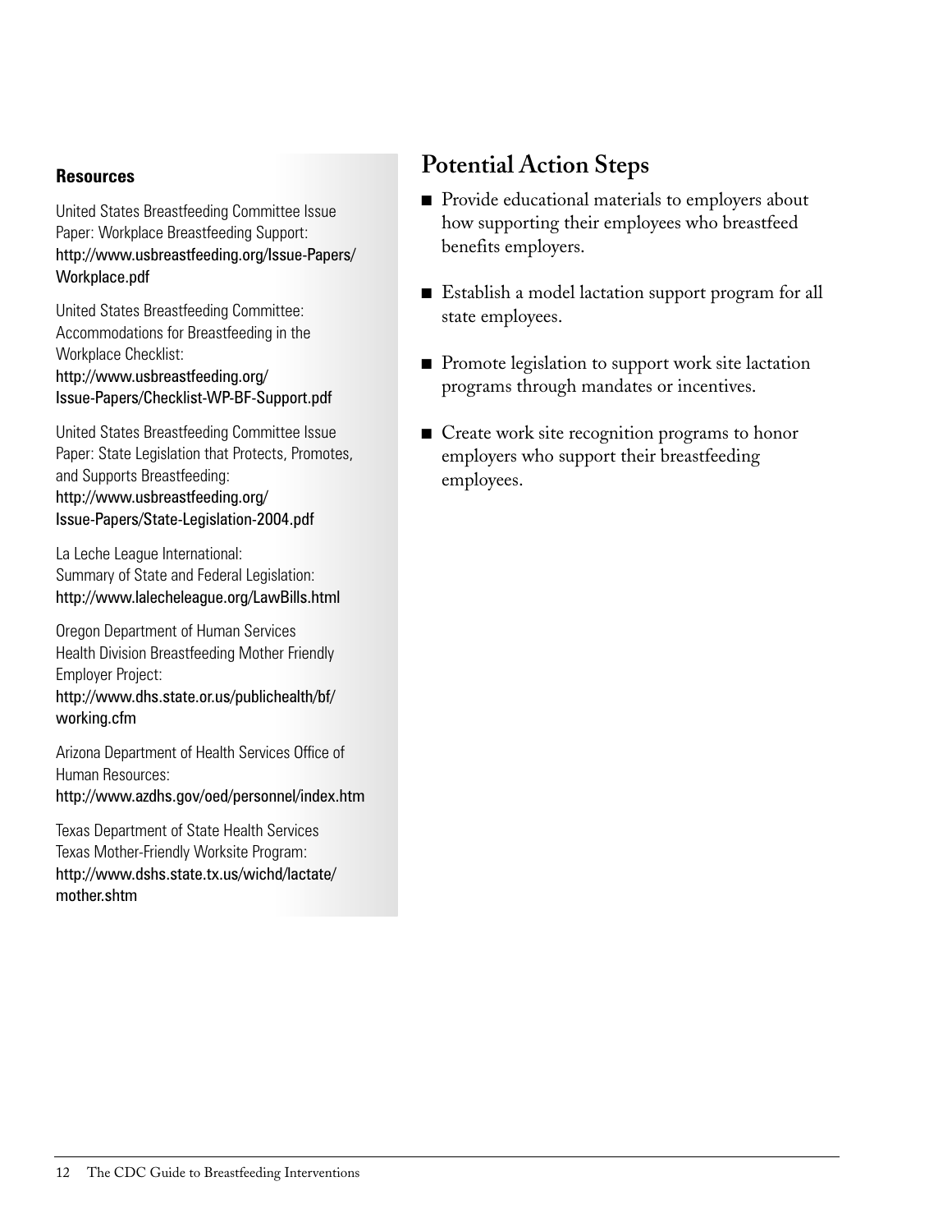### Resources

United States Breastfeeding Committee Issue Paper: Workplace Breastfeeding Support: http://www.usbreastfeeding.org/Issue-Papers/Workplace.pdf

United States Breastfeeding Committee: Accommodations for Breastfeeding in the Workplace Checklist: http://www.usbreastfeeding.org/Issue-Papers/Checklist-WP-BF-Support.pdf

United States Breastfeeding Committee Issue Paper: State Legislation that Protects, Promotes, and Supports Breastfeeding: http://www.usbreastfeeding.org/Issue-Papers/State-Legislation-2004.pdf

La Leche League International: Summary of State and Federal Legislation: http://www.lalecheleague.org/LawBills.html

Oregon Department of Human Services Health Division Breastfeeding Mother Friendly Employer Project: http://www.dhs.state.or.us/publichealth/bf/working.cfm

Arizona Department of Health Services Office of Human Resources: http://www.azdhs.gov/oed/personnel/index.htm

Texas Department of State Health Services Texas Mother-Friendly Worksite Program: http://www.dshs.state.tx.us/wichd/lactate/mother.shtm

## Potential Action Steps

- Provide educational materials to employers about how supporting their employees who breastfeed benefits employers.
- Establish a model lactation support program for all state employees.
- Promote legislation to support work site lactation programs through mandates or incentives.
- Create work site recognition programs to honor employers who support their breastfeeding employees.